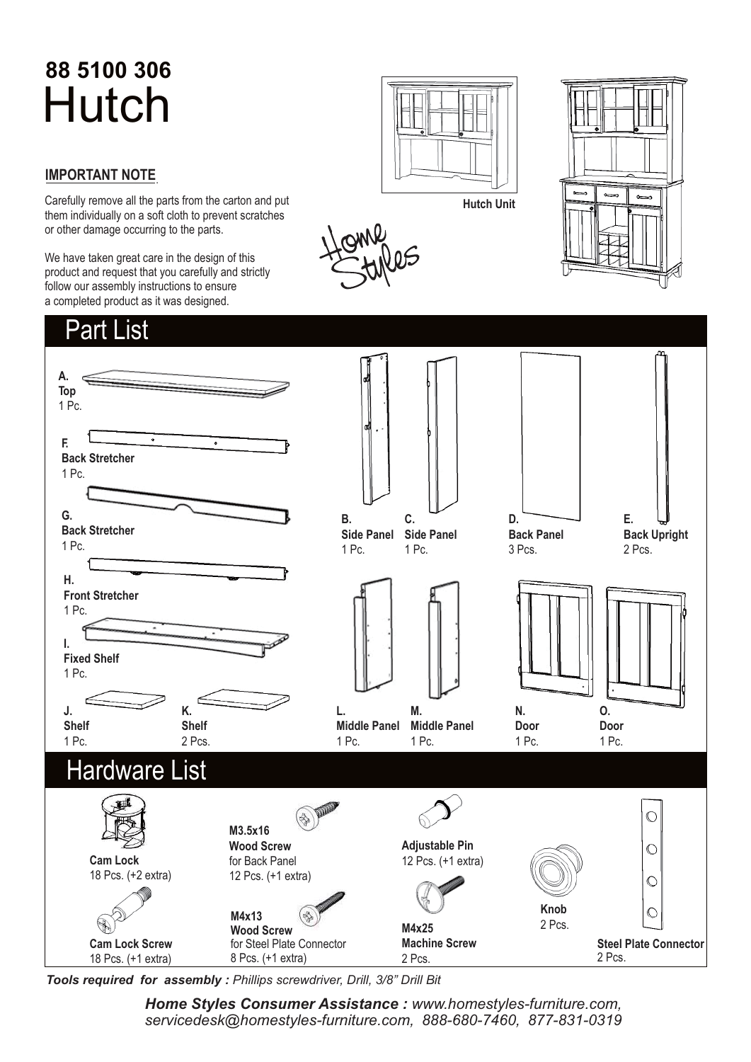# 88 5100 306
# Hutch

**IMPORTANT NOTE**

Carefully remove all the parts from the carton and put them individually on a soft cloth to prevent scratches or other damage occurring to the parts.

We have taken great care in the design of this product and request that you carefully and strictly follow our assembly instructions to ensure a completed product as it was designed.

Hutch Unit

Home Styles

## Part List

**A.** **Top** 1 Pc.

**F.** **Back Stretcher** 1 Pc.

**G.** **Back Stretcher** 1 Pc.

**H.** **Front Stretcher** 1 Pc.

**I.** **Fixed Shelf** 1 Pc.

**J.** **Shelf** 1 Pc.

**K.** **Shelf** 2 Pcs.

**B.** **Side Panel** 1 Pc.

**C.** **Side Panel** 1 Pc.

**D.** **Back Panel** 3 Pcs.

**E.** **Back Upright** 2 Pcs.

**L.** **Middle Panel** 1 Pc.

**M.** **Middle Panel** 1 Pc.

**N.** **Door** 1 Pc.

**O.** **Door** 1 Pc.

## Hardware List

**Cam Lock** 18 Pcs. (+2 extra)

**Cam Lock Screw** 18 Pcs. (+1 extra)

**M3.5x16 Wood Screw** for Back Panel 12 Pcs. (+1 extra)

**M4x13 Wood Screw** for Steel Plate Connector 8 Pcs. (+1 extra)

**Adjustable Pin** 12 Pcs. (+1 extra)

**M4x25 Machine Screw** 2 Pcs.

**Knob** 2 Pcs.

**Steel Plate Connector** 2 Pcs.

***Tools required for assembly :*** *Phillips screwdriver, Drill, 3/8" Drill Bit*

***Home Styles Consumer Assistance :*** *www.homestyles-furniture.com, servicedesk@homestyles-furniture.com, 888-680-7460, 877-831-0319*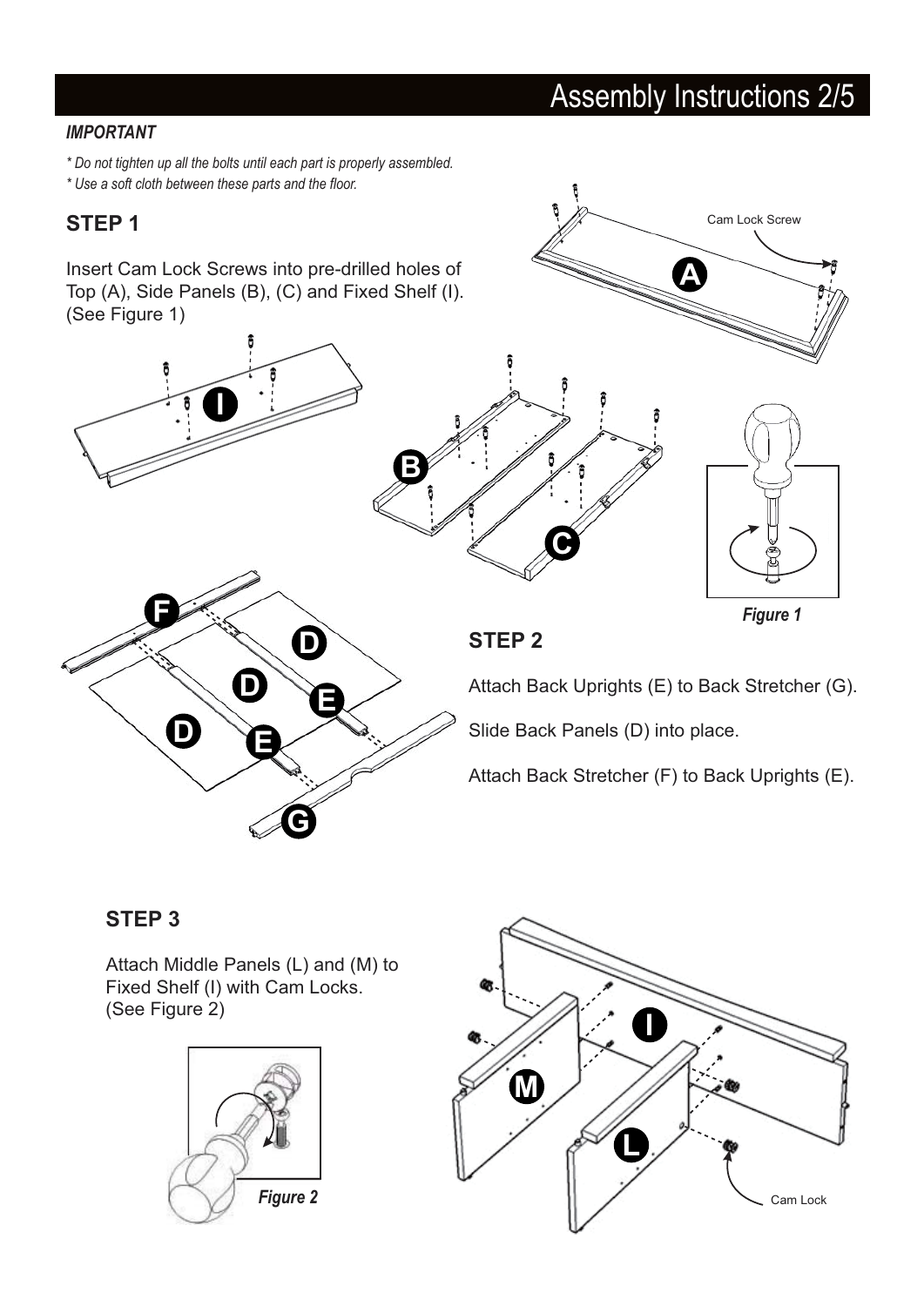# Assembly Instructions 2/5

***IMPORTANT***

*\* Do not tighten up all the bolts until each part is properly assembled.*

*\* Use a soft cloth between these parts and the floor.*

## STEP 1

Insert Cam Lock Screws into pre-drilled holes of Top (A), Side Panels (B), (C) and Fixed Shelf (I). (See Figure 1)

Cam Lock Screw

***Figure 1***

## STEP 2

Attach Back Uprights (E) to Back Stretcher (G).

Slide Back Panels (D) into place.

Attach Back Stretcher (F) to Back Uprights (E).

## STEP 3

Attach Middle Panels (L) and (M) to Fixed Shelf (I) with Cam Locks. (See Figure 2)

***Figure 2***

Cam Lock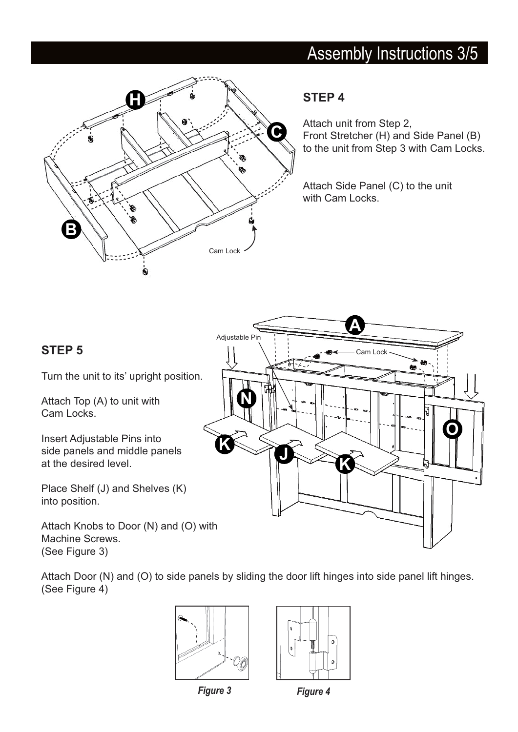## STEP 4

Attach unit from Step 2, Front Stretcher (H) and Side Panel (B) to the unit from Step 3 with Cam Locks.

Attach Side Panel (C) to the unit with Cam Locks.

## STEP 5

Turn the unit to its' upright position.

Attach Top (A) to unit with Cam Locks.

Insert Adjustable Pins into side panels and middle panels at the desired level.

Place Shelf (J) and Shelves (K) into position.

Attach Knobs to Door (N) and (O) with Machine Screws. (See Figure 3)

Attach Door (N) and (O) to side panels by sliding the door lift hinges into side panel lift hinges. (See Figure 4)

*Figure 3*

*Figure 4*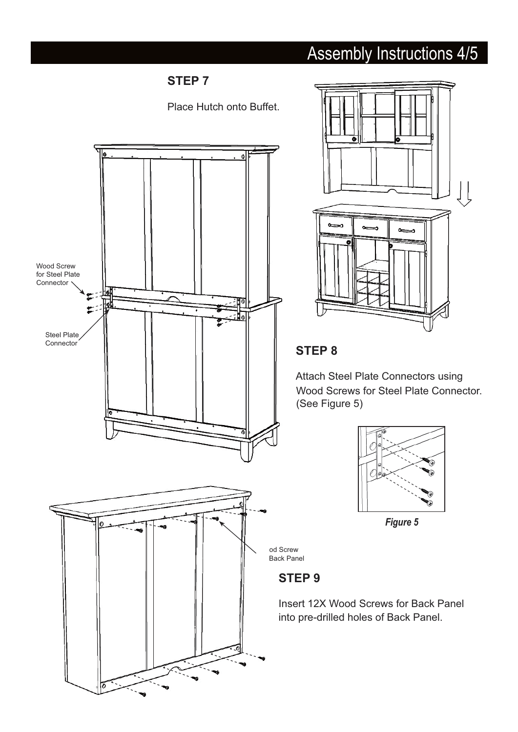## STEP 7

Place Hutch onto Buffet.

Wood Screw for Steel Plate Connector

Steel Plate Connector

## STEP 8

Attach Steel Plate Connectors using Wood Screws for Steel Plate Connector. (See Figure 5)

*Figure 5*

od Screw
Back Panel

## STEP 9

Insert 12X Wood Screws for Back Panel into pre-drilled holes of Back Panel.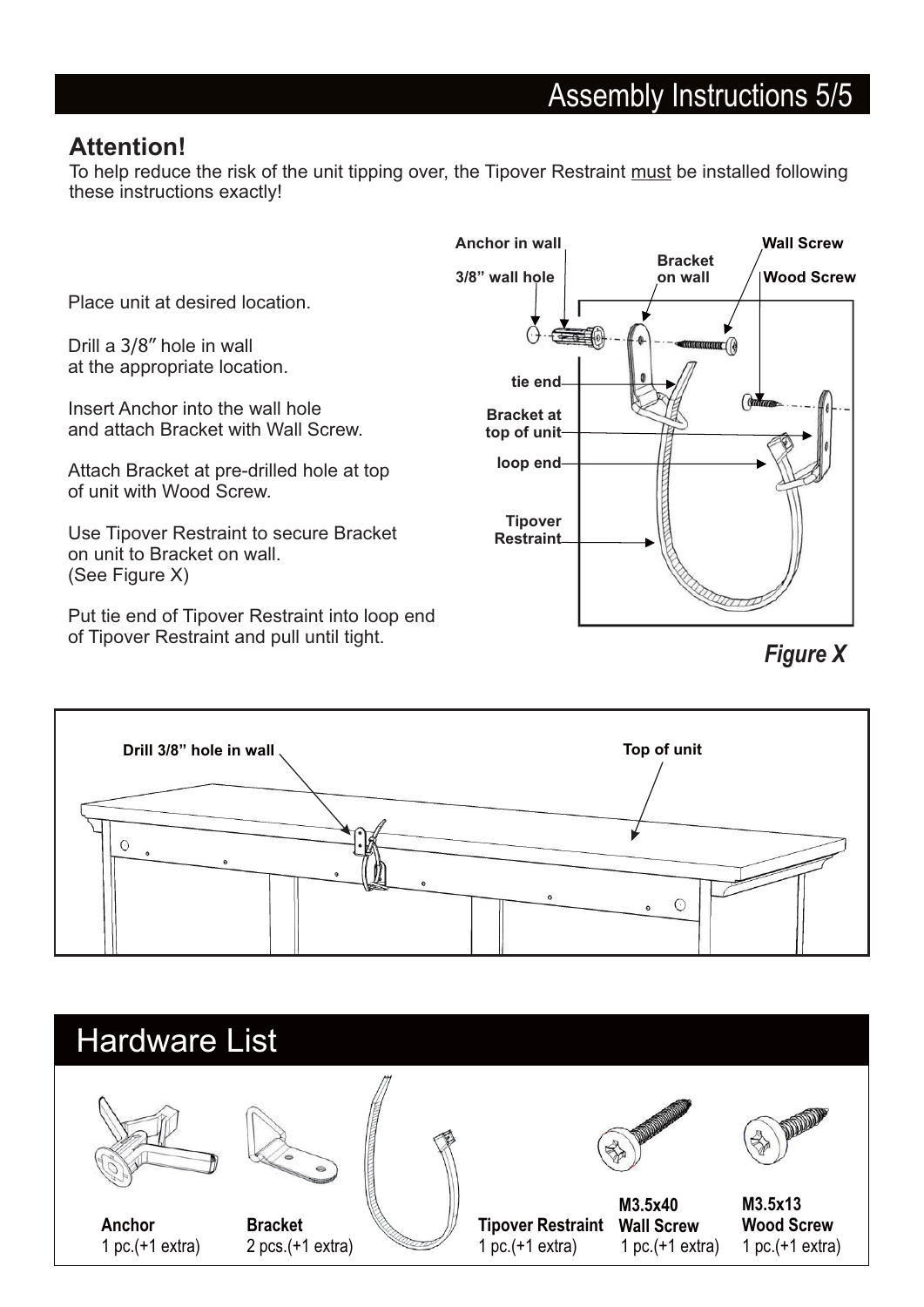# Assembly Instructions 5/5

## Attention!

To help reduce the risk of the unit tipping over, the Tipover Restraint must be installed following these instructions exactly!

Place unit at desired location.

Drill a 3/8″ hole in wall at the appropriate location.

Insert Anchor into the wall hole and attach Bracket with Wall Screw.

Attach Bracket at pre-drilled hole at top of unit with Wood Screw.

Use Tipover Restraint to secure Bracket on unit to Bracket on wall. (See Figure X)

Put tie end of Tipover Restraint into loop end of Tipover Restraint and pull until tight.

Anchor in wall
3/8" wall hole
Bracket on wall
Wall Screw
Wood Screw
tie end
Bracket at top of unit
loop end
Tipover Restraint

*Figure X*

Drill 3/8" hole in wall
Top of unit

# Hardware List

| Anchor | Bracket | Tipover Restraint | M3.5x40 Wall Screw | M3.5x13 Wood Screw |
|---|---|---|---|---|
| 1 pc.(+1 extra) | 2 pcs.(+1 extra) | 1 pc.(+1 extra) | 1 pc.(+1 extra) | 1 pc.(+1 extra) |